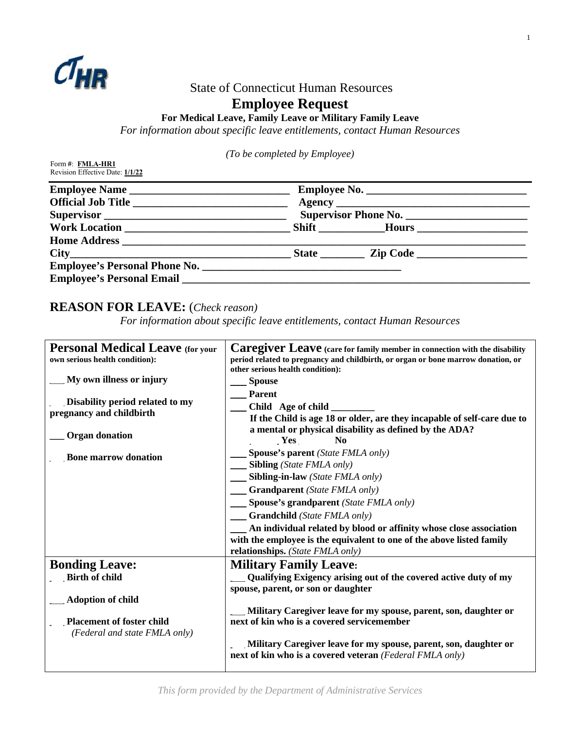State of Connecticut Human Resources

# Employee Request

**For Medical Leave, Family Leave or Military Family Leave**

*For information about specific leave entitlements, contact Human Resources*

*(To be completed by Employee)*

Form #: **FMLA-HR1**
Revision Effective Date: **1/1/22**

**Employee Name** ______________________________ **Employee No.** ______________________________
**Official Job Title** ______________________________ **Agency** ______________________________
**Supervisor** ______________________________ **Supervisor Phone No.** ______________________
**Work Location** ______________________________ **Shift** ____________ **Hours** ____________________
**Home Address** ______________________________________________________________________
**City**______________________________________ **State** ________ **Zip Code** ____________________
**Employee's Personal Phone No.** ____________________________________
**Employee's Personal Email** ______________________________________________________________

## REASON FOR LEAVE: (*Check reason*)

*For information about specific leave entitlements, contact Human Resources*

| **Personal Medical Leave** (for your own serious health condition): | **Caregiver Leave** (care for family member in connection with the disability period related to pregnancy and childbirth, or organ or bone marrow donation, or other serious health condition): |
|---|---|
| ___ **My own illness or injury**<br><br>___ **Disability period related to my pregnancy and childbirth**<br><br>___ **Organ donation**<br><br>___ **Bone marrow donation** | ___ **Spouse**<br>___ **Parent**<br>___ **Child Age of child** _________<br>**If the Child is age 18 or older, are they incapable of self-care due to a mental or physical disability as defined by the ADA?**<br>___ **Yes** ___ **No**<br>___ **Spouse's parent** *(State FMLA only)*<br>___ **Sibling** *(State FMLA only)*<br>___ **Sibling-in-law** *(State FMLA only)*<br>___ **Grandparent** *(State FMLA only)*<br>___ **Spouse's grandparent** *(State FMLA only)*<br>___ **Grandchild** *(State FMLA only)*<br>___ **An individual related by blood or affinity whose close association with the employee is the equivalent to one of the above listed family relationships.** *(State FMLA only)* |
| **Bonding Leave:**<br>___ **Birth of child**<br><br>___ **Adoption of child**<br><br>___ **Placement of foster child**<br>*(Federal and state FMLA only)* | **Military Family Leave:**<br>___ **Qualifying Exigency arising out of the covered active duty of my spouse, parent, or son or daughter**<br><br>___ **Military Caregiver leave for my spouse, parent, son, daughter or next of kin who is a covered servicemember**<br><br>___ **Military Caregiver leave for my spouse, parent, son, daughter or next of kin who is a covered veteran** *(Federal FMLA only)* |

*This form provided by the Department of Administrative Services*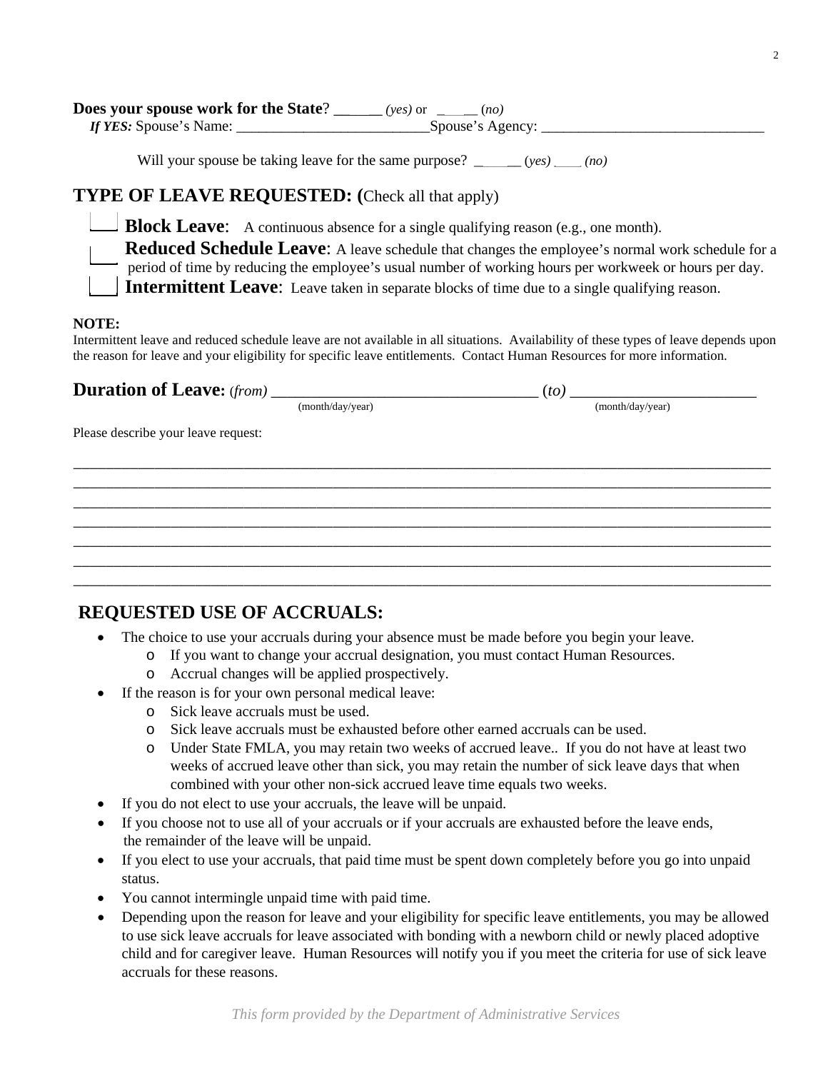**Does your spouse work for the State**? ______ *(yes)* or ______ (*no)*
***If YES:*** Spouse's Name: __________________________Spouse's Agency: ______________________________

Will your spouse be taking leave for the same purpose? ______ (*yes)* ____ *(no)*

## TYPE OF LEAVE REQUESTED: (Check all that apply)

☐ **Block Leave**: A continuous absence for a single qualifying reason (e.g., one month).

☐ **Reduced Schedule Leave**: A leave schedule that changes the employee's normal work schedule for a period of time by reducing the employee's usual number of working hours per workweek or hours per day.

☐ **Intermittent Leave**: Leave taken in separate blocks of time due to a single qualifying reason.

**NOTE:**
Intermittent leave and reduced schedule leave are not available in all situations. Availability of these types of leave depends upon the reason for leave and your eligibility for specific leave entitlements. Contact Human Resources for more information.

**Duration of Leave:** *(from)* _________________________________ (*to)* _______________________
(month/day/year) (month/day/year)

Please describe your leave request:

_____________________________________________________________________________________________
_____________________________________________________________________________________________
_____________________________________________________________________________________________
_____________________________________________________________________________________________
_____________________________________________________________________________________________
_____________________________________________________________________________________________
_____________________________________________________________________________________________

## REQUESTED USE OF ACCRUALS:

- The choice to use your accruals during your absence must be made before you begin your leave.
  - If you want to change your accrual designation, you must contact Human Resources.
  - Accrual changes will be applied prospectively.
- If the reason is for your own personal medical leave:
  - Sick leave accruals must be used.
  - Sick leave accruals must be exhausted before other earned accruals can be used.
  - Under State FMLA, you may retain two weeks of accrued leave.. If you do not have at least two weeks of accrued leave other than sick, you may retain the number of sick leave days that when combined with your other non-sick accrued leave time equals two weeks.
- If you do not elect to use your accruals, the leave will be unpaid.
- If you choose not to use all of your accruals or if your accruals are exhausted before the leave ends, the remainder of the leave will be unpaid.
- If you elect to use your accruals, that paid time must be spent down completely before you go into unpaid status.
- You cannot intermingle unpaid time with paid time.
- Depending upon the reason for leave and your eligibility for specific leave entitlements, you may be allowed to use sick leave accruals for leave associated with bonding with a newborn child or newly placed adoptive child and for caregiver leave. Human Resources will notify you if you meet the criteria for use of sick leave accruals for these reasons.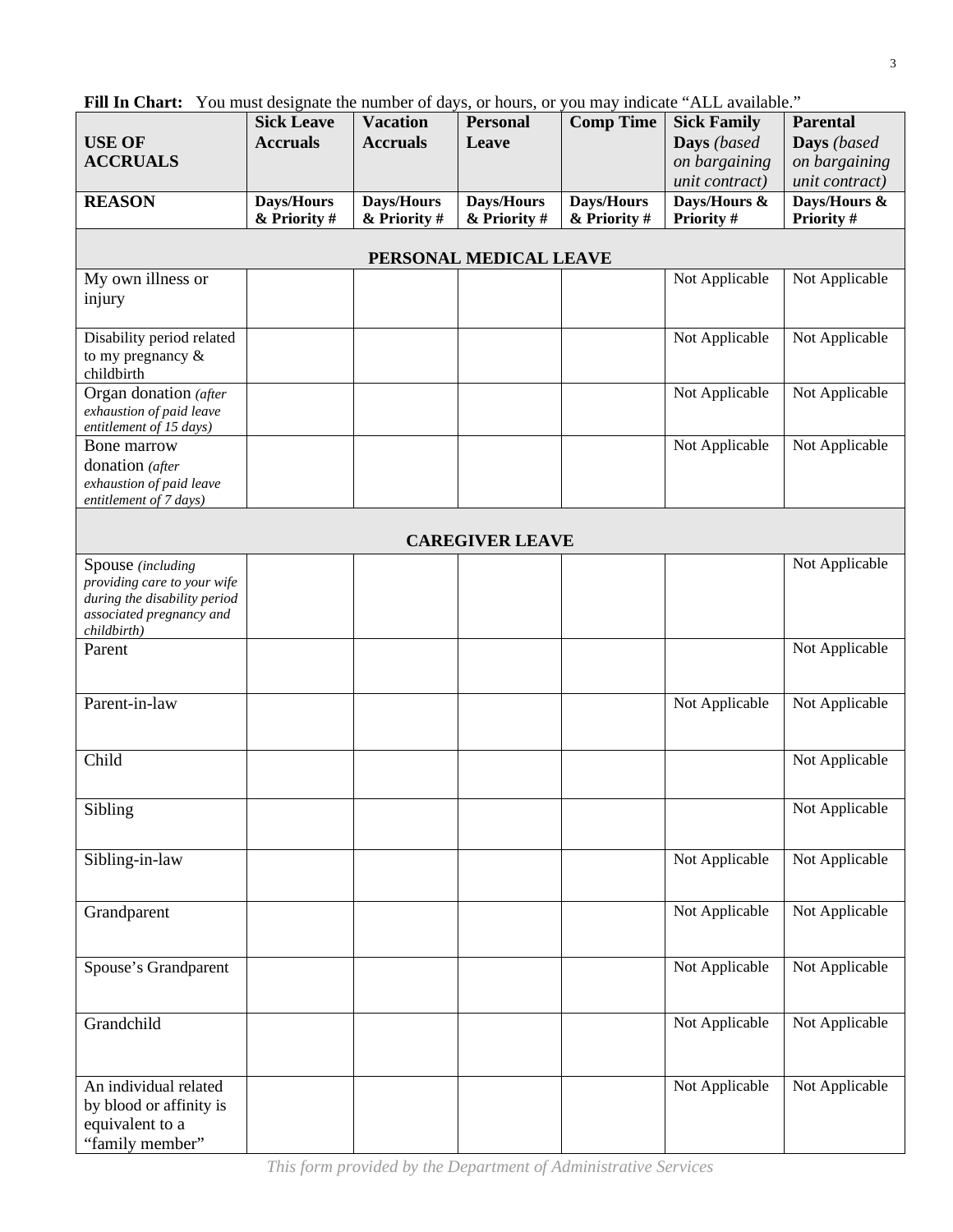**Fill In Chart:** You must designate the number of days, or hours, or you may indicate "ALL available."

| USE OF ACCRUALS | Sick Leave Accruals | Vacation Accruals | Personal Leave | Comp Time | Sick Family Days *(based on bargaining unit contract)* | Parental Days *(based on bargaining unit contract)* |
|---|---|---|---|---|---|---|
| **REASON** | **Days/Hours & Priority #** | **Days/Hours & Priority #** | **Days/Hours & Priority #** | **Days/Hours & Priority #** | **Days/Hours & Priority #** | **Days/Hours & Priority #** |
| **PERSONAL MEDICAL LEAVE** | | | | | | |
| My own illness or injury | | | | | Not Applicable | Not Applicable |
| Disability period related to my pregnancy & childbirth | | | | | Not Applicable | Not Applicable |
| Organ donation *(after exhaustion of paid leave entitlement of 15 days)* | | | | | Not Applicable | Not Applicable |
| Bone marrow donation *(after exhaustion of paid leave entitlement of 7 days)* | | | | | Not Applicable | Not Applicable |
| **CAREGIVER LEAVE** | | | | | | |
| Spouse *(including providing care to your wife during the disability period associated pregnancy and childbirth)* | | | | | | Not Applicable |
| Parent | | | | | | Not Applicable |
| Parent-in-law | | | | | Not Applicable | Not Applicable |
| Child | | | | | | Not Applicable |
| Sibling | | | | | | Not Applicable |
| Sibling-in-law | | | | | Not Applicable | Not Applicable |
| Grandparent | | | | | Not Applicable | Not Applicable |
| Spouse's Grandparent | | | | | Not Applicable | Not Applicable |
| Grandchild | | | | | Not Applicable | Not Applicable |
| An individual related by blood or affinity is equivalent to a "family member" | | | | | Not Applicable | Not Applicable |

*This form provided by the Department of Administrative Services*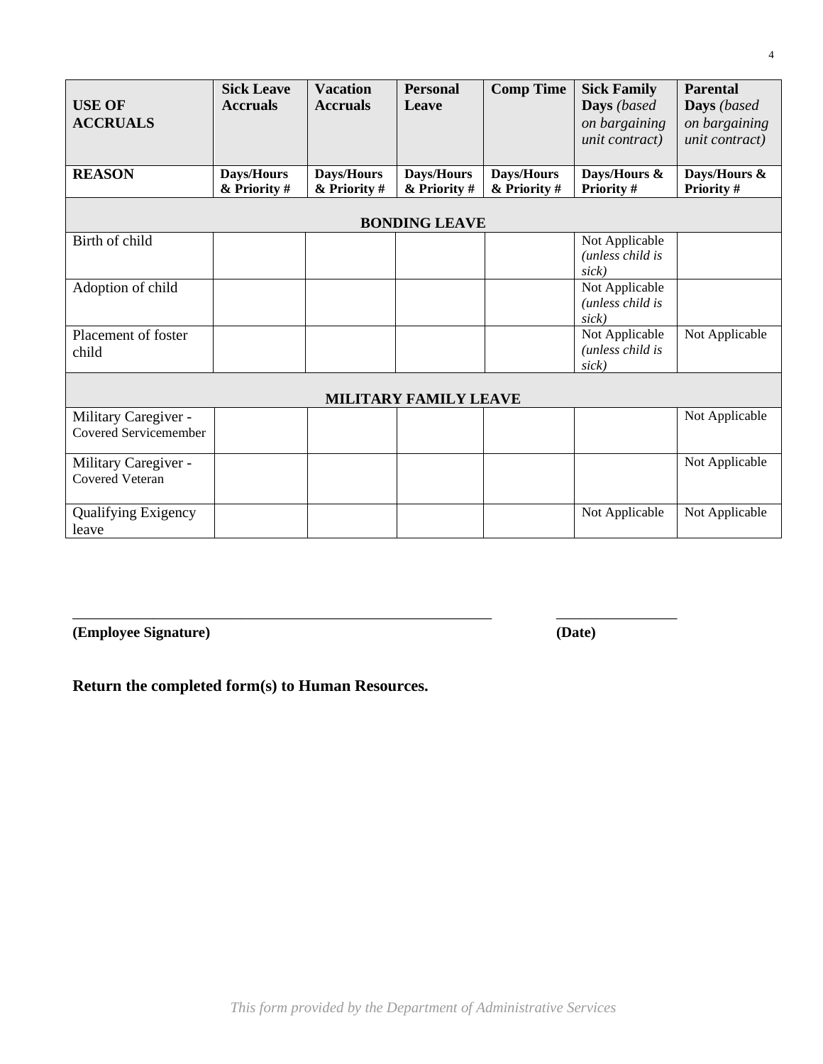| USE OF ACCRUALS | Sick Leave Accruals | Vacation Accruals | Personal Leave | Comp Time | Sick Family Days *(based on bargaining unit contract)* | Parental Days *(based on bargaining unit contract)* |
|---|---|---|---|---|---|---|
| **REASON** | **Days/Hours & Priority #** | **Days/Hours & Priority #** | **Days/Hours & Priority #** | **Days/Hours & Priority #** | **Days/Hours & Priority #** | **Days/Hours & Priority #** |
| **BONDING LEAVE** | | | | | | |
| Birth of child | | | | | Not Applicable *(unless child is sick)* | |
| Adoption of child | | | | | Not Applicable *(unless child is sick)* | |
| Placement of foster child | | | | | Not Applicable *(unless child is sick)* | Not Applicable |
| **MILITARY FAMILY LEAVE** | | | | | | |
| Military Caregiver - Covered Servicemember | | | | | | Not Applicable |
| Military Caregiver - Covered Veteran | | | | | | Not Applicable |
| Qualifying Exigency leave | | | | | Not Applicable | Not Applicable |

\_\_\_\_\_\_\_\_\_\_\_\_\_\_\_\_\_\_\_\_\_\_\_\_\_\_\_\_\_\_\_\_\_\_\_\_\_\_\_\_\_\_\_\_\_\_\_\_\_\_\_\_\_\_ \_\_\_\_\_\_\_\_\_\_\_\_\_\_\_\_

**(Employee Signature)** **(Date)**

**Return the completed form(s) to Human Resources.**

*This form provided by the Department of Administrative Services*